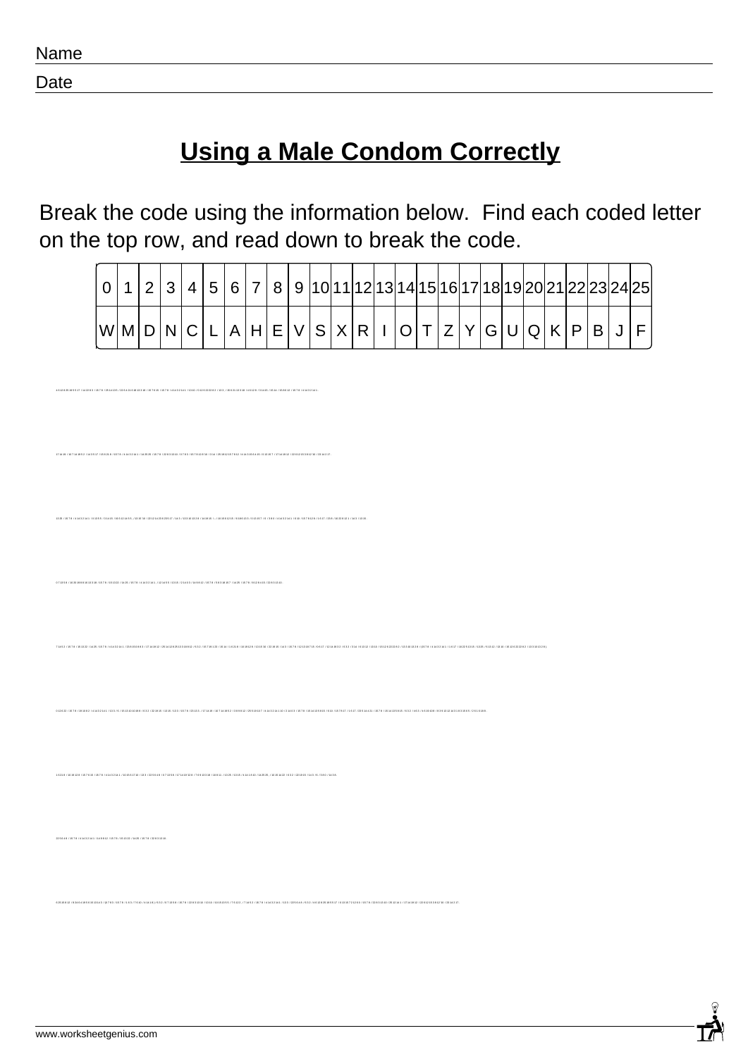Name

Date

# Using a Male Condom Correctly

Break the code using the information below. Find each coded letter on the top row, and read down to break the code.

| 0 | 1 | 2 | 3 | 4 | 5 | 6 | 7 | 8 | 9 | 10 | 11 | 12 | 13 | 14 | 15 | 16 | 17 | 18 | 19 | 20 | 21 | 22 | 23 | 24 | 25 |
|---|---|---|---|---|---|---|---|---|---|---|---|---|---|---|---|---|---|---|---|---|---|---|---|---|---|
| W | M | D | N | C | L | A | H | E | V | S | X | R | I | O | T | Z | Y | G | U | Q | K | P | B | J | F |

www.worksheetgenius.com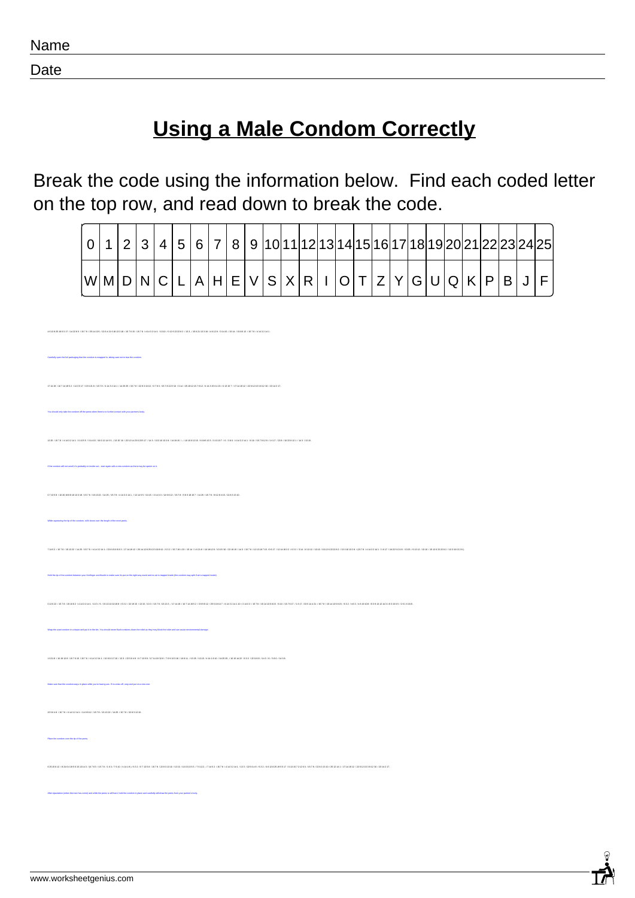Name

Date

# Using a Male Condom Correctly

Break the code using the information below. Find each coded letter on the top row, and read down to break the code.

| 0 | 1 | 2 | 3 | 4 | 5 | 6 | 7 | 8 | 9 | 10 | 11 | 12 | 13 | 14 | 15 | 16 | 17 | 18 | 19 | 20 | 21 | 22 | 23 | 24 | 25 |
|---|---|---|---|---|---|---|---|---|---|---|---|---|---|---|---|---|---|---|---|---|---|---|---|---|---|
| W | M | D | N | C | L | A | H | E | V | S | X | R | I | O | T | Z | Y | G | U | Q | K | P | B | J | F |

Carefully open the foil packaging that the condom is wrapped in, taking care not to tear the condom.

You should only take the condom off the penis when there's no further contact with your partner's body.

If the condom will not unroll, it's probably on inside out – start again with a new condom as there may be sperm on it.

While squeezing the tip of the condom, roll it down over the length of the erect penis.

Hold the tip of the condom between your forefinger and thumb to make sure it's put on the right way round and no air is trapped inside (the condom may split if air is trapped inside).

Wrap the used condom in a tissue and put it in the bin. You should never flush condoms down the toilet as they may block the toilet and can cause environmental damage.

Make sure that the condom stays in place while you're having sex. If it comes off, stop and put on a new one.

Place the condom over the tip of the penis.

After ejaculation (when the man has come) and while the penis is still hard, hold the condom in place and carefully withdraw the penis from your partner's body.

www.worksheetgenius.com